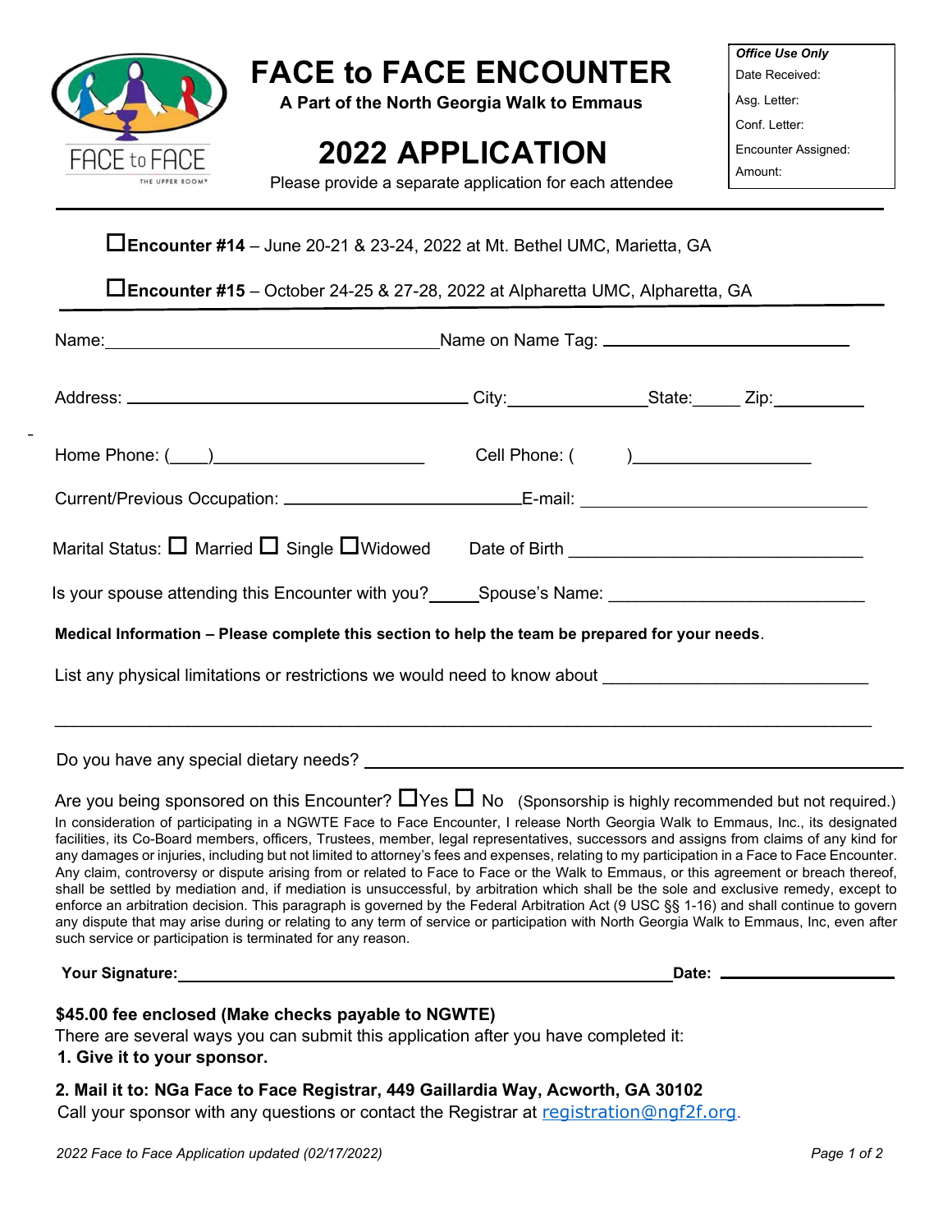FACE to FACE
THE UPPER ROOM®

# FACE to FACE ENCOUNTER

**A Part of the North Georgia Walk to Emmaus**

# 2022 APPLICATION

Please provide a separate application for each attendee

| *Office Use Only* |
|---|
| Date Received: |
| Asg. Letter: |
| Conf. Letter: |
| Encounter Assigned: |
| Amount: |

☐ **Encounter #14** – June 20-21 & 23-24, 2022 at Mt. Bethel UMC, Marietta, GA

☐ **Encounter #15** – October 24-25 & 27-28, 2022 at Alpharetta UMC, Alpharetta, GA

Name:________________________________ Name on Name Tag: ________________________

Address: ________________________________ City:______________ State:_____ Zip:_________

Home Phone: (____)______________________ Cell Phone: (        )__________________

Current/Previous Occupation: ________________________ E-mail: ___________________________

Marital Status: ☐ Married ☐ Single ☐ Widowed    Date of Birth ______________________________

Is your spouse attending this Encounter with you?_____ Spouse's Name: _________________________

**Medical Information – Please complete this section to help the team be prepared for your needs**.

List any physical limitations or restrictions we would need to know about ___________________________

_______________________________________________________________________________

Do you have any special dietary needs? ____________________________________________________

Are you being sponsored on this Encounter? ☐ Yes ☐ No  (Sponsorship is highly recommended but not required.)

In consideration of participating in a NGWTE Face to Face Encounter, I release North Georgia Walk to Emmaus, Inc., its designated facilities, its Co-Board members, officers, Trustees, member, legal representatives, successors and assigns from claims of any kind for any damages or injuries, including but not limited to attorney's fees and expenses, relating to my participation in a Face to Face Encounter. Any claim, controversy or dispute arising from or related to Face to Face or the Walk to Emmaus, or this agreement or breach thereof, shall be settled by mediation and, if mediation is unsuccessful, by arbitration which shall be the sole and exclusive remedy, except to enforce an arbitration decision. This paragraph is governed by the Federal Arbitration Act (9 USC §§ 1-16) and shall continue to govern any dispute that may arise during or relating to any term of service or participation with North Georgia Walk to Emmaus, Inc, even after such service or participation is terminated for any reason.

**Your Signature:**_______________________________________________ **Date:** ________________

**$45.00 fee enclosed (Make checks payable to NGWTE)**

There are several ways you can submit this application after you have completed it:

**1. Give it to your sponsor.**

**2. Mail it to: NGa Face to Face Registrar, 449 Gaillardia Way, Acworth, GA 30102**

Call your sponsor with any questions or contact the Registrar at registration@ngf2f.org.

*2022 Face to Face Application updated (02/17/2022)*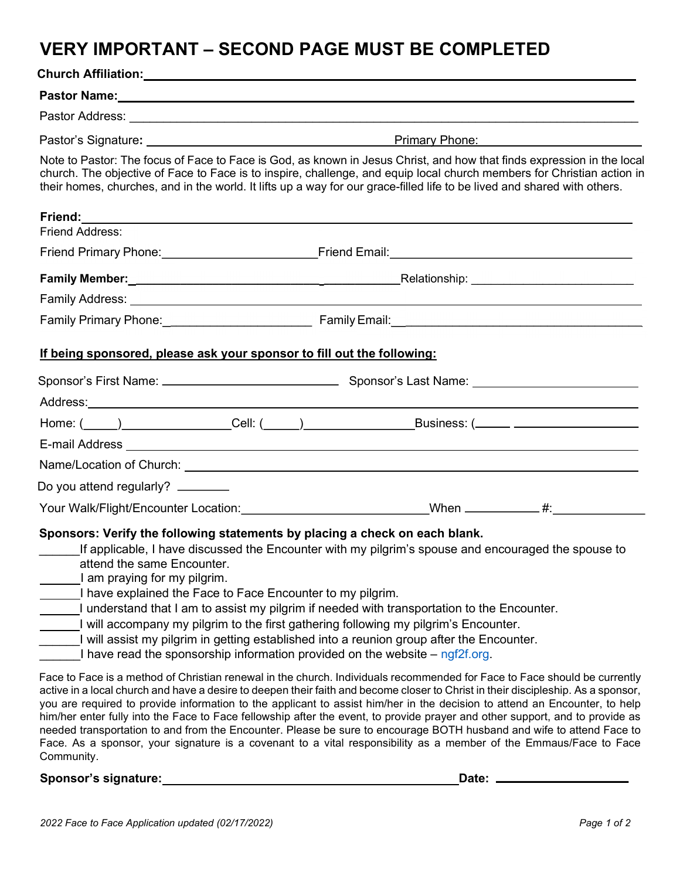# VERY IMPORTANT – SECOND PAGE MUST BE COMPLETED

**Church Affiliation:** ______________________________

**Pastor Name:** ______________________________

Pastor Address: ______________________________

Pastor's Signature**:** ______________________ Primary Phone: ______________________

Note to Pastor: The focus of Face to Face is God, as known in Jesus Christ, and how that finds expression in the local church. The objective of Face to Face is to inspire, challenge, and equip local church members for Christian action in their homes, churches, and in the world. It lifts up a way for our grace-filled life to be lived and shared with others.

**Friend:** ______________________________

Friend Address:

Friend Primary Phone: ______________________ Friend Email: ______________________

**Family Member:** ______________________ Relationship: ______________________

Family Address: ______________________________

Family Primary Phone: ______________________ Family Email: ______________________

**If being sponsored, please ask your sponsor to fill out the following:**

Sponsor's First Name: ______________________ Sponsor's Last Name: ______________________

Address: ______________________________

Home: (_____)________________ Cell: (_____)________________ Business: (_____ ________________

E-mail Address ______________________________

Name/Location of Church: ______________________________

Do you attend regularly? ________

Your Walk/Flight/Encounter Location: ______________________ When ___________ #: ___________

**Sponsors: Verify the following statements by placing a check on each blank.**

______If applicable, I have discussed the Encounter with my pilgrim's spouse and encouraged the spouse to attend the same Encounter.
______I am praying for my pilgrim.
______I have explained the Face to Face Encounter to my pilgrim.
______I understand that I am to assist my pilgrim if needed with transportation to the Encounter.
______I will accompany my pilgrim to the first gathering following my pilgrim's Encounter.
______I will assist my pilgrim in getting established into a reunion group after the Encounter.
______I have read the sponsorship information provided on the website – ngf2f.org.

Face to Face is a method of Christian renewal in the church. Individuals recommended for Face to Face should be currently active in a local church and have a desire to deepen their faith and become closer to Christ in their discipleship. As a sponsor, you are required to provide information to the applicant to assist him/her in the decision to attend an Encounter, to help him/her enter fully into the Face to Face fellowship after the event, to provide prayer and other support, and to provide as needed transportation to and from the Encounter. Please be sure to encourage BOTH husband and wife to attend Face to Face. As a sponsor, your signature is a covenant to a vital responsibility as a member of the Emmaus/Face to Face Community.

**Sponsor's signature:** ______________________________ **Date:** ______________

*2022 Face to Face Application updated (02/17/2022)*